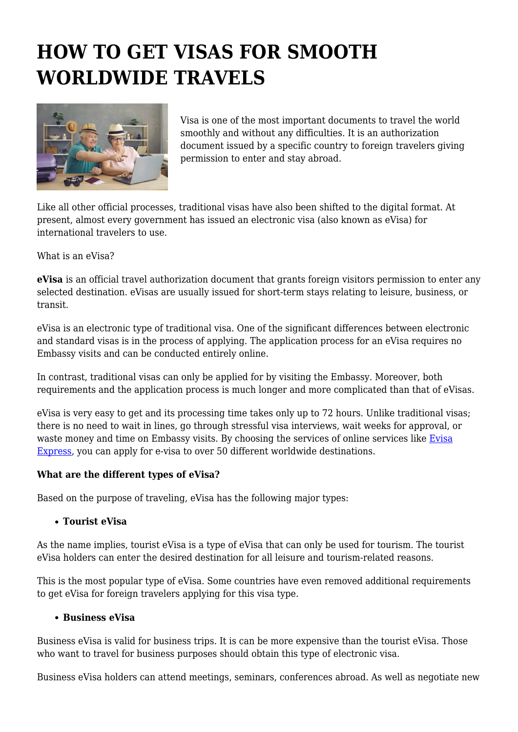# HOW TO GET VISAS FOR SMOOTH WORLDWIDE TRAVELS

Visa is one of the most important documents to travel the world smoothly and without any difficulties. It is an authorization document issued by a specific country to foreign travelers giving permission to enter and stay abroad.

Like all other official processes, traditional visas have also been shifted to the digital format. At present, almost every government has issued an electronic visa (also known as eVisa) for international travelers to use.

What is an eVisa?

**eVisa** is an official travel authorization document that grants foreign visitors permission to enter any selected destination. eVisas are usually issued for short-term stays relating to leisure, business, or transit.

eVisa is an electronic type of traditional visa. One of the significant differences between electronic and standard visas is in the process of applying. The application process for an eVisa requires no Embassy visits and can be conducted entirely online.

In contrast, traditional visas can only be applied for by visiting the Embassy. Moreover, both requirements and the application process is much longer and more complicated than that of eVisas.

eVisa is very easy to get and its processing time takes only up to 72 hours. Unlike traditional visas; there is no need to wait in lines, go through stressful visa interviews, wait weeks for approval, or waste money and time on Embassy visits. By choosing the services of online services like [Evisa Express](), you can apply for e-visa to over 50 different worldwide destinations.

**What are the different types of eVisa?**

Based on the purpose of traveling, eVisa has the following major types:

- **Tourist eVisa**

As the name implies, tourist eVisa is a type of eVisa that can only be used for tourism. The tourist eVisa holders can enter the desired destination for all leisure and tourism-related reasons.

This is the most popular type of eVisa. Some countries have even removed additional requirements to get eVisa for foreign travelers applying for this visa type.

- **Business eVisa**

Business eVisa is valid for business trips. It is can be more expensive than the tourist eVisa. Those who want to travel for business purposes should obtain this type of electronic visa.

Business eVisa holders can attend meetings, seminars, conferences abroad. As well as negotiate new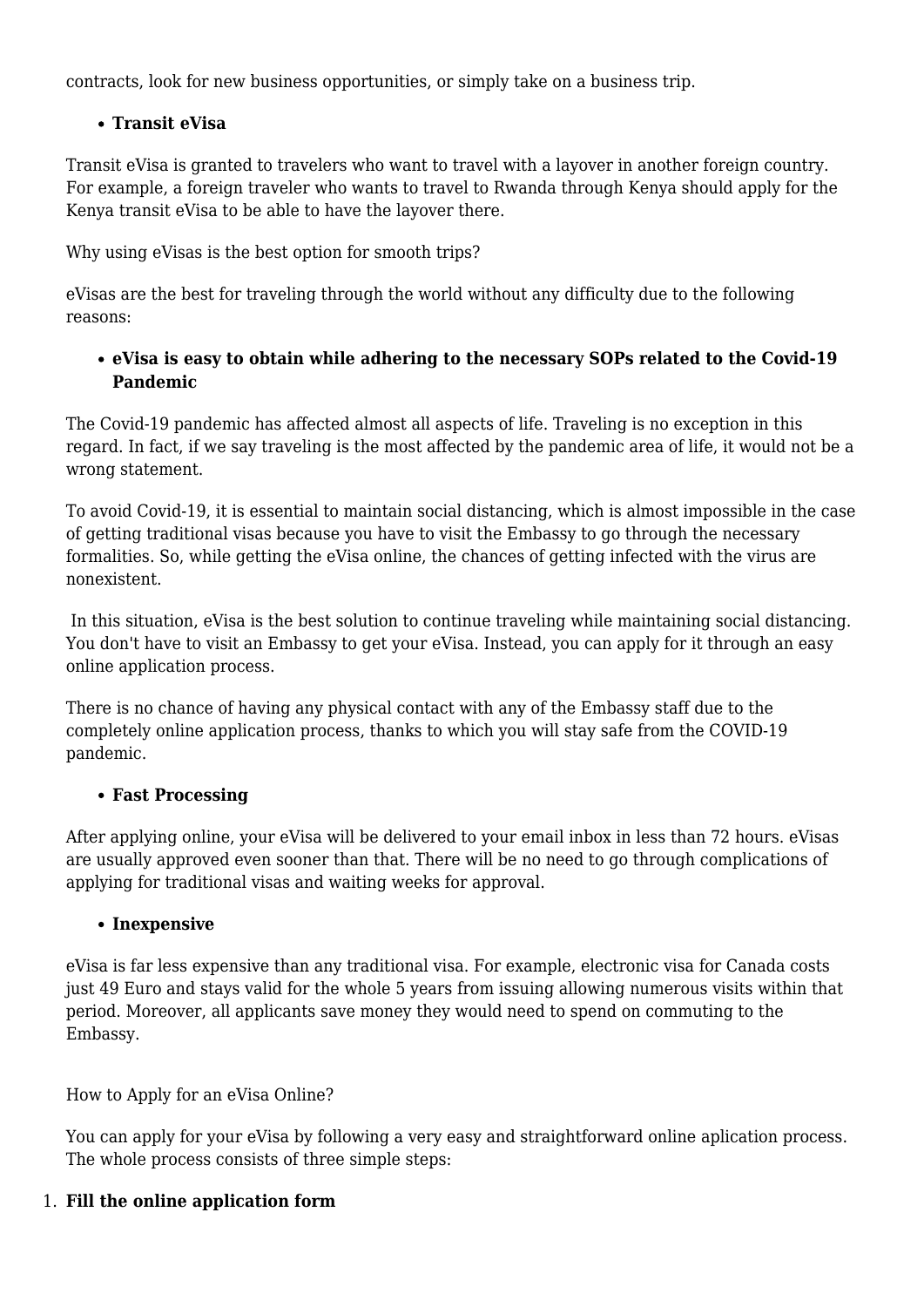contracts, look for new business opportunities, or simply take on a business trip.

- **Transit eVisa**

Transit eVisa is granted to travelers who want to travel with a layover in another foreign country. For example, a foreign traveler who wants to travel to Rwanda through Kenya should apply for the Kenya transit eVisa to be able to have the layover there.

Why using eVisas is the best option for smooth trips?

eVisas are the best for traveling through the world without any difficulty due to the following reasons:

- **eVisa is easy to obtain while adhering to the necessary SOPs related to the Covid-19 Pandemic**

The Covid-19 pandemic has affected almost all aspects of life. Traveling is no exception in this regard. In fact, if we say traveling is the most affected by the pandemic area of life, it would not be a wrong statement.

To avoid Covid-19, it is essential to maintain social distancing, which is almost impossible in the case of getting traditional visas because you have to visit the Embassy to go through the necessary formalities. So, while getting the eVisa online, the chances of getting infected with the virus are nonexistent.

In this situation, eVisa is the best solution to continue traveling while maintaining social distancing. You don't have to visit an Embassy to get your eVisa. Instead, you can apply for it through an easy online application process.

There is no chance of having any physical contact with any of the Embassy staff due to the completely online application process, thanks to which you will stay safe from the COVID-19 pandemic.

- **Fast Processing**

After applying online, your eVisa will be delivered to your email inbox in less than 72 hours. eVisas are usually approved even sooner than that. There will be no need to go through complications of applying for traditional visas and waiting weeks for approval.

- **Inexpensive**

eVisa is far less expensive than any traditional visa. For example, electronic visa for Canada costs just 49 Euro and stays valid for the whole 5 years from issuing allowing numerous visits within that period. Moreover, all applicants save money they would need to spend on commuting to the Embassy.

How to Apply for an eVisa Online?

You can apply for your eVisa by following a very easy and straightforward online aplication process. The whole process consists of three simple steps:

1. **Fill the online application form**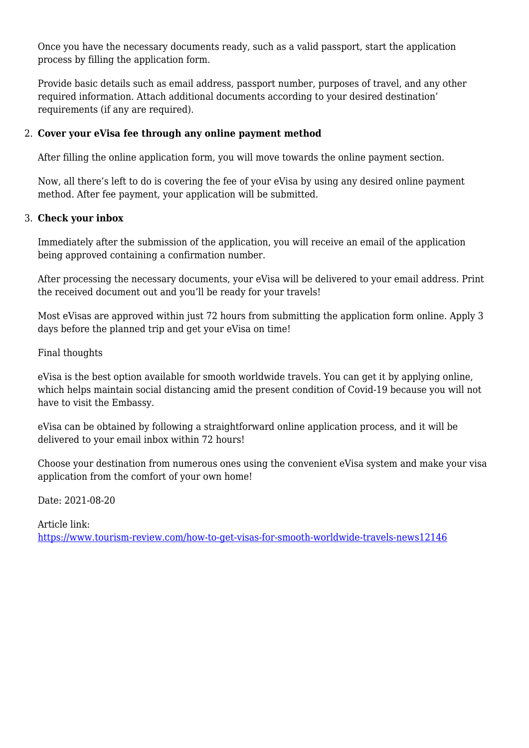Once you have the necessary documents ready, such as a valid passport, start the application process by filling the application form.

Provide basic details such as email address, passport number, purposes of travel, and any other required information. Attach additional documents according to your desired destination' requirements (if any are required).

2. **Cover your eVisa fee through any online payment method**

   After filling the online application form, you will move towards the online payment section.

   Now, all there's left to do is covering the fee of your eVisa by using any desired online payment method. After fee payment, your application will be submitted.

3. **Check your inbox**

   Immediately after the submission of the application, you will receive an email of the application being approved containing a confirmation number.

   After processing the necessary documents, your eVisa will be delivered to your email address. Print the received document out and you'll be ready for your travels!

   Most eVisas are approved within just 72 hours from submitting the application form online. Apply 3 days before the planned trip and get your eVisa on time!

Final thoughts

eVisa is the best option available for smooth worldwide travels. You can get it by applying online, which helps maintain social distancing amid the present condition of Covid-19 because you will not have to visit the Embassy.

eVisa can be obtained by following a straightforward online application process, and it will be delivered to your email inbox within 72 hours!

Choose your destination from numerous ones using the convenient eVisa system and make your visa application from the comfort of your own home!

Date: 2021-08-20

Article link:
[https://www.tourism-review.com/how-to-get-visas-for-smooth-worldwide-travels-news12146](https://www.tourism-review.com/how-to-get-visas-for-smooth-worldwide-travels-news12146)